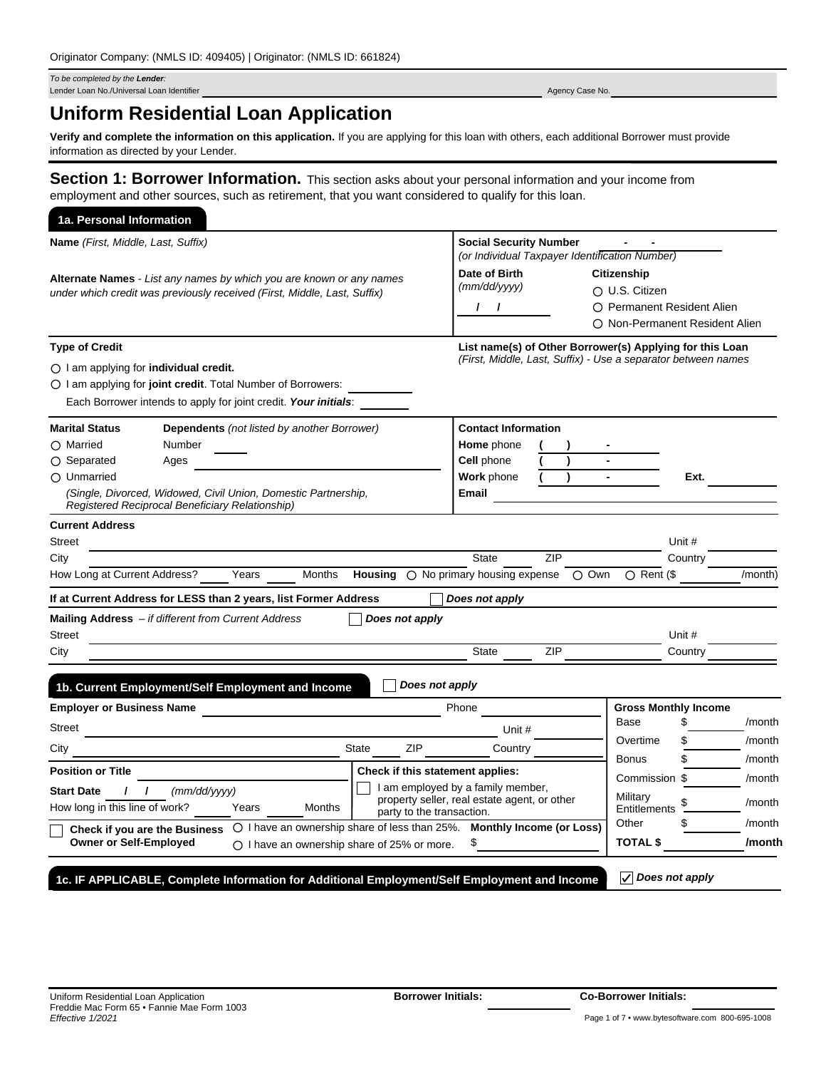Originator Company: (NMLS ID: 409405) | Originator: (NMLS ID: 661824)

*To be completed by the **Lender**:*
Lender Loan No./Universal Loan Identifier ______ Agency Case No. ______

# Uniform Residential Loan Application

**Verify and complete the information on this application.** If you are applying for this loan with others, each additional Borrower must provide information as directed by your Lender.

## Section 1: Borrower Information.

This section asks about your personal information and your income from employment and other sources, such as retirement, that you want considered to qualify for this loan.

### 1a. Personal Information

**Name** *(First, Middle, Last, Suffix)*

**Social Security Number** - - *(or Individual Taxpayer Identification Number)*

**Alternate Names** - *List any names by which you are known or any names under which credit was previously received (First, Middle, Last, Suffix)*

**Date of Birth** *(mm/dd/yyyy)* / /

**Citizenship**
- ○ U.S. Citizen
- ○ Permanent Resident Alien
- ○ Non-Permanent Resident Alien

**Type of Credit**
- ○ I am applying for **individual credit.**
- ○ I am applying for **joint credit**. Total Number of Borrowers: ______

Each Borrower intends to apply for joint credit. ***Your initials***: ______

**List name(s) of Other Borrower(s) Applying for this Loan** *(First, Middle, Last, Suffix) - Use a separator between names*

**Marital Status**
- ○ Married
- ○ Separated
- ○ Unmarried

*(Single, Divorced, Widowed, Civil Union, Domestic Partnership, Registered Reciprocal Beneficiary Relationship)*

**Dependents** *(not listed by another Borrower)*
Number ______
Ages ______

**Contact Information**
**Home** phone ( ) -
**Cell** phone ( ) -
**Work** phone ( ) - Ext. ______
**Email** ______

**Current Address**
Street ______ Unit # ______
City ______ State ______ ZIP ______ Country ______
How Long at Current Address? ______ Years ______ Months **Housing** ○ No primary housing expense ○ Own ○ Rent ($ ______ /month)

**If at Current Address for LESS than 2 years, list Former Address** ☐ ***Does not apply***

**Mailing Address** – *if different from Current Address* ☐ ***Does not apply***
Street ______ Unit # ______
City ______ State ______ ZIP ______ Country ______

### 1b. Current Employment/Self Employment and Income ☐ *Does not apply*

**Employer or Business Name** ______ Phone ______
Street ______ Unit # ______
City ______ State ______ ZIP ______ Country ______

**Position or Title** ______
**Start Date** / / *(mm/dd/yyyy)*
How long in this line of work? ______ Years ______ Months

**Check if this statement applies:**
☐ I am employed by a family member, property seller, real estate agent, or other party to the transaction.

☐ **Check if you are the Business Owner or Self-Employed**
- ○ I have an ownership share of less than 25%.
- ○ I have an ownership share of 25% or more.

**Monthly Income (or Loss)** $ ______

**Gross Monthly Income**

| | | |
|---|---|---|
| Base | $ | /month |
| Overtime | $ | /month |
| Bonus | $ | /month |
| Commission | $ | /month |
| Military Entitlements | $ | /month |
| Other | $ | /month |
| **TOTAL $** | | **/month** |

### 1c. IF APPLICABLE, Complete Information for Additional Employment/Self Employment and Income ☑ *Does not apply*

Uniform Residential Loan Application
Freddie Mac Form 65 • Fannie Mae Form 1003
*Effective 1/2021*

**Borrower Initials:** ______ **Co-Borrower Initials:** ______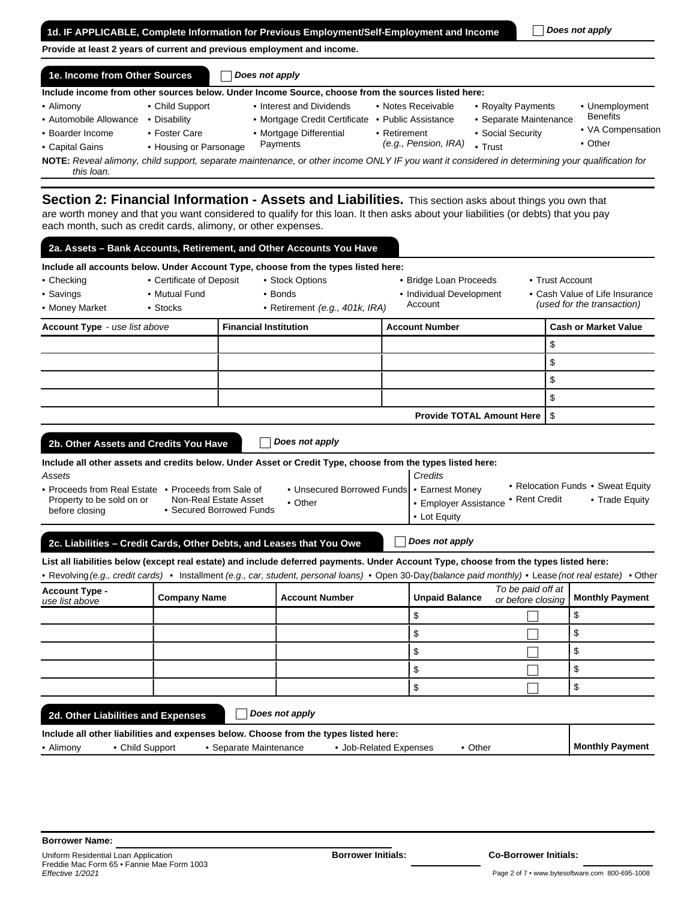### 1d. IF APPLICABLE, Complete Information for Previous Employment/Self-Employment and Income

☐ *Does not apply*

**Provide at least 2 years of current and previous employment and income.**

### 1e. Income from Other Sources

☐ *Does not apply*

**Include income from other sources below. Under Income Source, choose from the sources listed here:**

- Alimony
- Automobile Allowance
- Boarder Income
- Capital Gains
- Child Support
- Disability
- Foster Care
- Housing or Parsonage
- Interest and Dividends
- Mortgage Credit Certificate
- Mortgage Differential Payments
- Notes Receivable
- Public Assistance
- Retirement *(e.g., Pension, IRA)*
- Royalty Payments
- Separate Maintenance
- Social Security
- Trust
- Unemployment Benefits
- VA Compensation
- Other

**NOTE:** *Reveal alimony, child support, separate maintenance, or other income ONLY IF you want it considered in determining your qualification for this loan.*

## Section 2: Financial Information - Assets and Liabilities.

This section asks about things you own that are worth money and that you want considered to qualify for this loan. It then asks about your liabilities (or debts) that you pay each month, such as credit cards, alimony, or other expenses.

### 2a. Assets – Bank Accounts, Retirement, and Other Accounts You Have

**Include all accounts below. Under Account Type, choose from the types listed here:**

- Checking
- Savings
- Money Market
- Certificate of Deposit
- Mutual Fund
- Stocks
- Stock Options
- Bonds
- Retirement *(e.g., 401k, IRA)*
- Bridge Loan Proceeds
- Individual Development Account
- Trust Account
- Cash Value of Life Insurance *(used for the transaction)*

| Account Type *- use list above* | Financial Institution | Account Number | Cash or Market Value |
|---|---|---|---|
| | | | $ |
| | | | $ |
| | | | $ |
| | | | $ |
| | | **Provide TOTAL Amount Here** | $ |

### 2b. Other Assets and Credits You Have

☐ *Does not apply*

**Include all other assets and credits below. Under Asset or Credit Type, choose from the types listed here:**

*Assets*

- Proceeds from Real Estate Property to be sold on or before closing
- Proceeds from Sale of Non-Real Estate Asset
- Secured Borrowed Funds
- Unsecured Borrowed Funds
- Other

*Credits*

- Earnest Money
- Employer Assistance
- Lot Equity
- Relocation Funds
- Rent Credit
- Sweat Equity
- Trade Equity

### 2c. Liabilities – Credit Cards, Other Debts, and Leases that You Owe

☐ *Does not apply*

**List all liabilities below (except real estate) and include deferred payments. Under Account Type, choose from the types listed here:**

- Revolving *(e.g., credit cards)*
- Installment *(e.g., car, student, personal loans)*
- Open 30-Day *(balance paid monthly)*
- Lease *(not real estate)*
- Other

| Account Type - *use list above* | Company Name | Account Number | Unpaid Balance | *To be paid off at or before closing* | Monthly Payment |
|---|---|---|---|---|---|
| | | | $ | ☐ | $ |
| | | | $ | ☐ | $ |
| | | | $ | ☐ | $ |
| | | | $ | ☐ | $ |
| | | | $ | ☐ | $ |

### 2d. Other Liabilities and Expenses

☐ *Does not apply*

**Include all other liabilities and expenses below. Choose from the types listed here:**

- Alimony
- Child Support
- Separate Maintenance
- Job-Related Expenses
- Other

| | Monthly Payment |
|---|---|

**Borrower Name:**

Uniform Residential Loan Application
Freddie Mac Form 65 • Fannie Mae Form 1003
*Effective 1/2021*

**Borrower Initials:**

**Co-Borrower Initials:**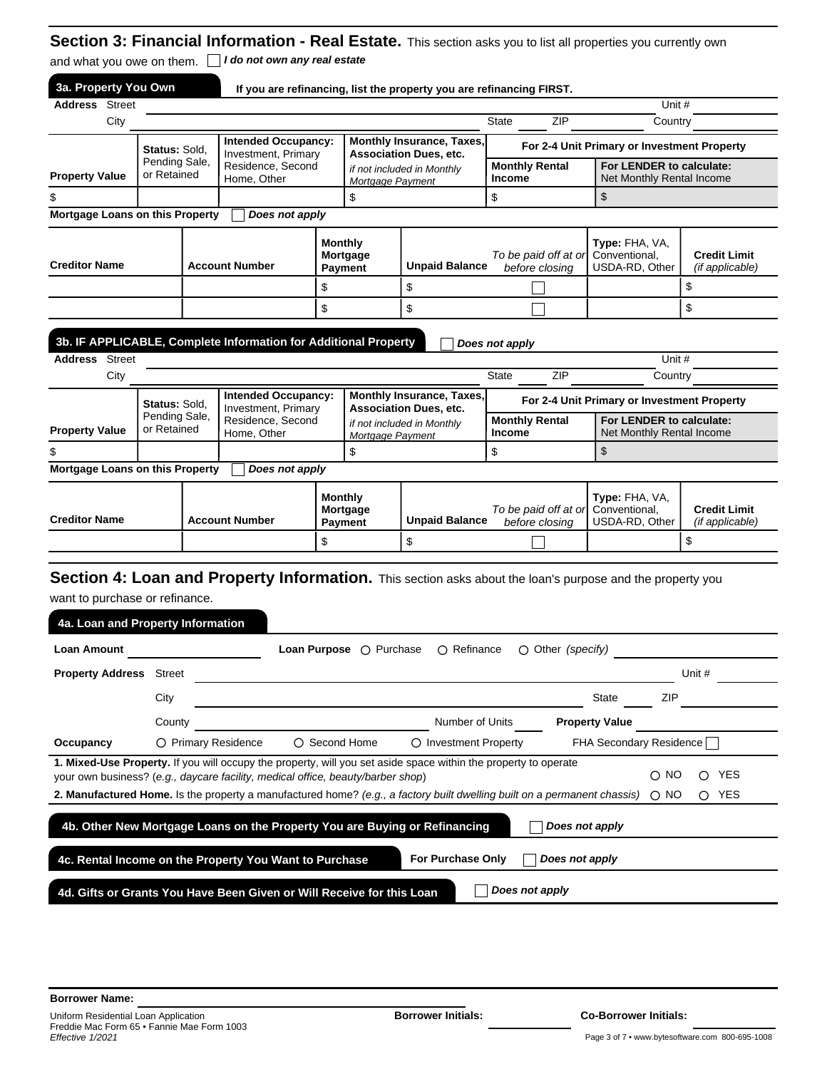## Section 3: Financial Information - Real Estate.

This section asks you to list all properties you currently own and what you owe on them. ☐ *I do not own any real estate*

### 3a. Property You Own

**If you are refinancing, list the property you are refinancing FIRST.**

**Address** Street ______ Unit # ______

City ______ State ______ ZIP ______ Country ______

| Property Value | Status: Sold, Pending Sale, or Retained | Intended Occupancy: Investment, Primary Residence, Second Home, Other | Monthly Insurance, Taxes, Association Dues, etc. *if not included in Monthly Mortgage Payment* | For 2-4 Unit Primary or Investment Property: Monthly Rental Income | For 2-4 Unit Primary or Investment Property: For LENDER to calculate: Net Monthly Rental Income |
|---|---|---|---|---|---|
| $ | | | $ | $ | $ |

**Mortgage Loans on this Property** ☐ *Does not apply*

| Creditor Name | Account Number | Monthly Mortgage Payment | Unpaid Balance | *To be paid off at or before closing* | Type: FHA, VA, Conventional, USDA-RD, Other | Credit Limit *(if applicable)* |
|---|---|---|---|---|---|---|
| | | $ | $ | ☐ | | $ |
| | | $ | $ | ☐ | | $ |

### 3b. IF APPLICABLE, Complete Information for Additional Property

☐ *Does not apply*

**Address** Street ______ Unit # ______

City ______ State ______ ZIP ______ Country ______

| Property Value | Status: Sold, Pending Sale, or Retained | Intended Occupancy: Investment, Primary Residence, Second Home, Other | Monthly Insurance, Taxes, Association Dues, etc. *if not included in Monthly Mortgage Payment* | For 2-4 Unit Primary or Investment Property: Monthly Rental Income | For 2-4 Unit Primary or Investment Property: For LENDER to calculate: Net Monthly Rental Income |
|---|---|---|---|---|---|
| $ | | | $ | $ | $ |

**Mortgage Loans on this Property** ☐ *Does not apply*

| Creditor Name | Account Number | Monthly Mortgage Payment | Unpaid Balance | *To be paid off at or before closing* | Type: FHA, VA, Conventional, USDA-RD, Other | Credit Limit *(if applicable)* |
|---|---|---|---|---|---|---|
| | | $ | $ | ☐ | | $ |

## Section 4: Loan and Property Information.

This section asks about the loan's purpose and the property you want to purchase or refinance.

### 4a. Loan and Property Information

**Loan Amount** ______ **Loan Purpose** ○ Purchase ○ Refinance ○ Other *(specify)* ______

**Property Address** Street ______ Unit # ______

City ______ State ______ ZIP ______

County ______ Number of Units ______ **Property Value** ______

**Occupancy** ○ Primary Residence ○ Second Home ○ Investment Property FHA Secondary Residence ☐

**1. Mixed-Use Property.** If you will occupy the property, will you set aside space within the property to operate your own business? (*e.g., daycare facility, medical office, beauty/barber shop*) ○ NO ○ YES

**2. Manufactured Home.** Is the property a manufactured home? *(e.g., a factory built dwelling built on a permanent chassis)* ○ NO ○ YES

### 4b. Other New Mortgage Loans on the Property You are Buying or Refinancing

☐ *Does not apply*

### 4c. Rental Income on the Property You Want to Purchase

**For Purchase Only** ☐ *Does not apply*

### 4d. Gifts or Grants You Have Been Given or Will Receive for this Loan

☐ *Does not apply*

**Borrower Name:** ______

Uniform Residential Loan Application
Freddie Mac Form 65 • Fannie Mae Form 1003
*Effective 1/2021*

**Borrower Initials:** ______ **Co-Borrower Initials:** ______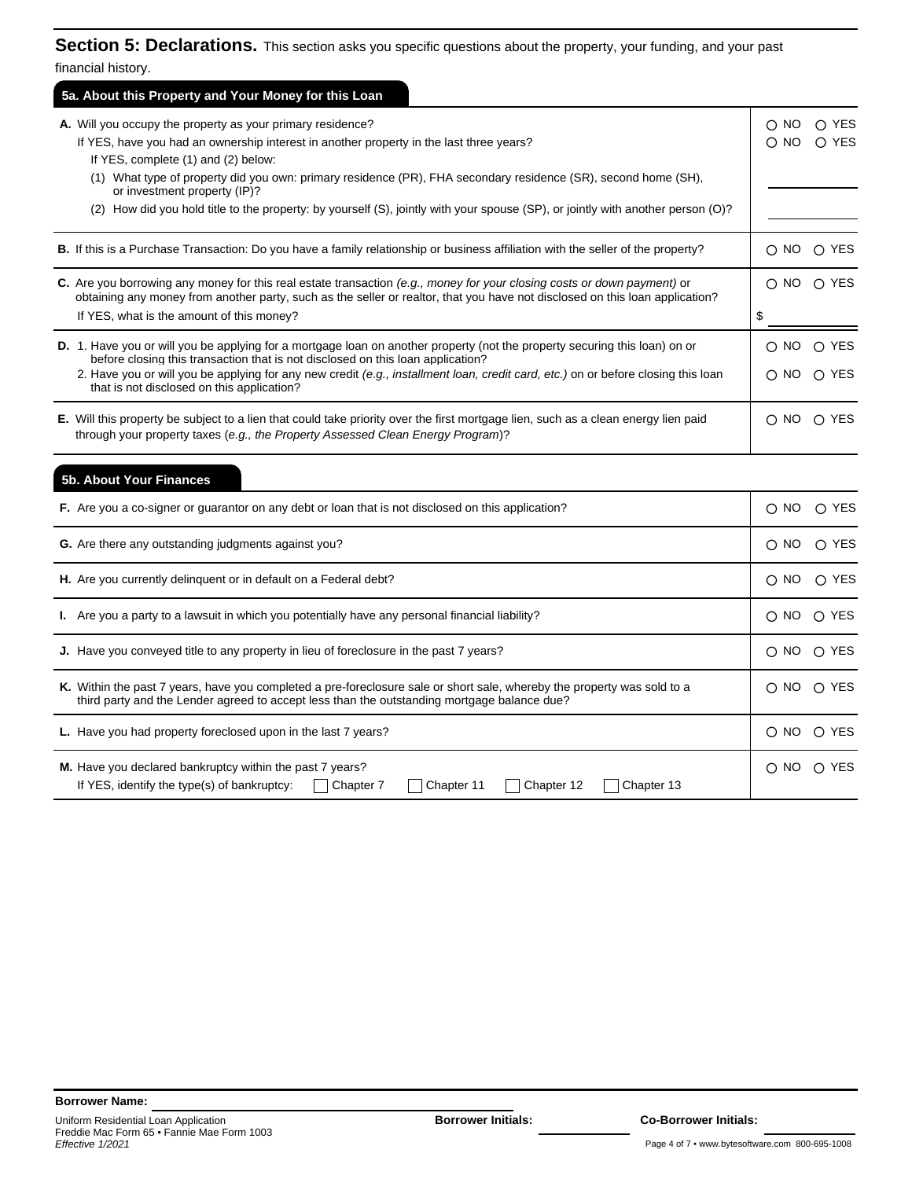## Section 5: Declarations.

This section asks you specific questions about the property, your funding, and your past financial history.

### 5a. About this Property and Your Money for this Loan

| | |
|---|---|
| **A.** Will you occupy the property as your primary residence? | ○ NO ○ YES |
| If YES, have you had an ownership interest in another property in the last three years? | ○ NO ○ YES |
| If YES, complete (1) and (2) below: | |
| (1) What type of property did you own: primary residence (PR), FHA secondary residence (SR), second home (SH), or investment property (IP)? | ________ |
| (2) How did you hold title to the property: by yourself (S), jointly with your spouse (SP), or jointly with another person (O)? | ________ |
| **B.** If this is a Purchase Transaction: Do you have a family relationship or business affiliation with the seller of the property? | ○ NO ○ YES |
| **C.** Are you borrowing any money for this real estate transaction *(e.g., money for your closing costs or down payment)* or obtaining any money from another party, such as the seller or realtor, that you have not disclosed on this loan application? | ○ NO ○ YES |
| If YES, what is the amount of this money? | $ ________ |
| **D.** 1. Have you or will you be applying for a mortgage loan on another property (not the property securing this loan) on or before closing this transaction that is not disclosed on this loan application? | ○ NO ○ YES |
| 2. Have you or will you be applying for any new credit *(e.g., installment loan, credit card, etc.)* on or before closing this loan that is not disclosed on this application? | ○ NO ○ YES |
| **E.** Will this property be subject to a lien that could take priority over the first mortgage lien, such as a clean energy lien paid through your property taxes (*e.g., the Property Assessed Clean Energy Program*)? | ○ NO ○ YES |

### 5b. About Your Finances

| | |
|---|---|
| **F.** Are you a co-signer or guarantor on any debt or loan that is not disclosed on this application? | ○ NO ○ YES |
| **G.** Are there any outstanding judgments against you? | ○ NO ○ YES |
| **H.** Are you currently delinquent or in default on a Federal debt? | ○ NO ○ YES |
| **I.** Are you a party to a lawsuit in which you potentially have any personal financial liability? | ○ NO ○ YES |
| **J.** Have you conveyed title to any property in lieu of foreclosure in the past 7 years? | ○ NO ○ YES |
| **K.** Within the past 7 years, have you completed a pre-foreclosure sale or short sale, whereby the property was sold to a third party and the Lender agreed to accept less than the outstanding mortgage balance due? | ○ NO ○ YES |
| **L.** Have you had property foreclosed upon in the last 7 years? | ○ NO ○ YES |
| **M.** Have you declared bankruptcy within the past 7 years? | ○ NO ○ YES |
| If YES, identify the type(s) of bankruptcy: ☐ Chapter 7 ☐ Chapter 11 ☐ Chapter 12 ☐ Chapter 13 | |

**Borrower Name:** ________

**Borrower Initials:** ________ **Co-Borrower Initials:** ________

Uniform Residential Loan Application
Freddie Mac Form 65 • Fannie Mae Form 1003
*Effective 1/2021*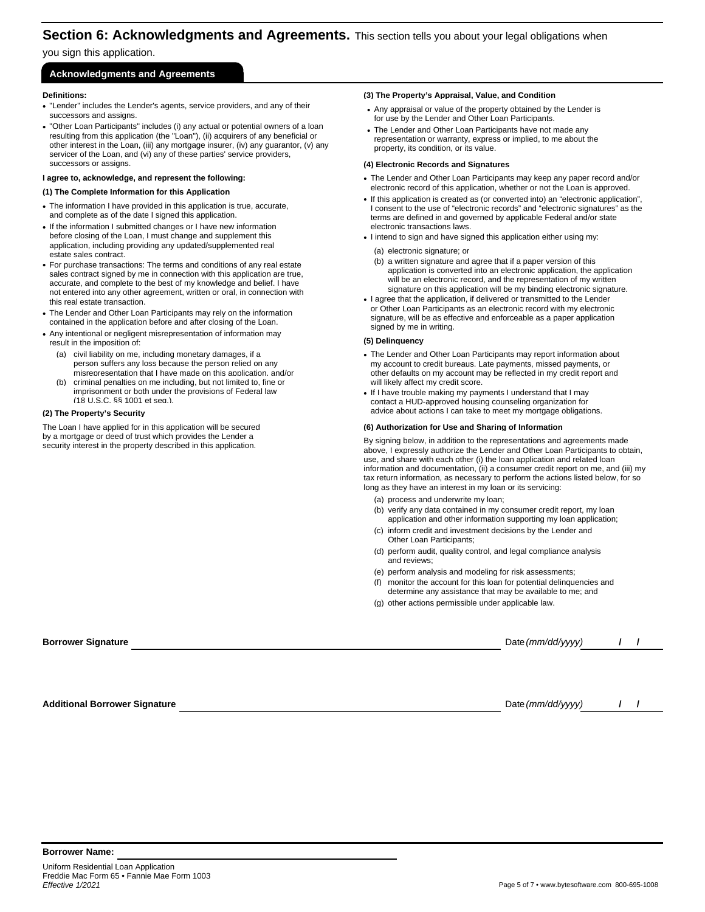## Section 6: Acknowledgments and Agreements.

This section tells you about your legal obligations when you sign this application.

### Acknowledgments and Agreements

**Definitions:**

- "Lender" includes the Lender's agents, service providers, and any of their successors and assigns.
- "Other Loan Participants" includes (i) any actual or potential owners of a loan resulting from this application (the "Loan"), (ii) acquirers of any beneficial or other interest in the Loan, (iii) any mortgage insurer, (iv) any guarantor, (v) any servicer of the Loan, and (vi) any of these parties' service providers, successors or assigns.

**I agree to, acknowledge, and represent the following:**

**(1) The Complete Information for this Application**

- The information I have provided in this application is true, accurate, and complete as of the date I signed this application.
- If the information I submitted changes or I have new information before closing of the Loan, I must change and supplement this application, including providing any updated/supplemented real estate sales contract.
- For purchase transactions: The terms and conditions of any real estate sales contract signed by me in connection with this application are true, accurate, and complete to the best of my knowledge and belief. I have not entered into any other agreement, written or oral, in connection with this real estate transaction.
- The Lender and Other Loan Participants may rely on the information contained in the application before and after closing of the Loan.
- Any intentional or negligent misrepresentation of information may result in the imposition of:
  - (a) civil liability on me, including monetary damages, if a person suffers any loss because the person relied on any misrepresentation that I have made on this application, and/or
  - (b) criminal penalties on me including, but not limited to, fine or imprisonment or both under the provisions of Federal law (18 U.S.C. §§ 1001 et seq.).

**(2) The Property's Security**

The Loan I have applied for in this application will be secured by a mortgage or deed of trust which provides the Lender a security interest in the property described in this application.

**(3) The Property's Appraisal, Value, and Condition**

- Any appraisal or value of the property obtained by the Lender is for use by the Lender and Other Loan Participants.
- The Lender and Other Loan Participants have not made any representation or warranty, express or implied, to me about the property, its condition, or its value.

**(4) Electronic Records and Signatures**

- The Lender and Other Loan Participants may keep any paper record and/or electronic record of this application, whether or not the Loan is approved.
- If this application is created as (or converted into) an "electronic application", I consent to the use of "electronic records" and "electronic signatures" as the terms are defined in and governed by applicable Federal and/or state electronic transactions laws.
- I intend to sign and have signed this application either using my:
  - (a) electronic signature; or
  - (b) a written signature and agree that if a paper version of this application is converted into an electronic application, the application will be an electronic record, and the representation of my written signature on this application will be my binding electronic signature.
- I agree that the application, if delivered or transmitted to the Lender or Other Loan Participants as an electronic record with my electronic signature, will be as effective and enforceable as a paper application signed by me in writing.

**(5) Delinquency**

- The Lender and Other Loan Participants may report information about my account to credit bureaus. Late payments, missed payments, or other defaults on my account may be reflected in my credit report and will likely affect my credit score.
- If I have trouble making my payments I understand that I may contact a HUD-approved housing counseling organization for advice about actions I can take to meet my mortgage obligations.

**(6) Authorization for Use and Sharing of Information**

By signing below, in addition to the representations and agreements made above, I expressly authorize the Lender and Other Loan Participants to obtain, use, and share with each other (i) the loan application and related loan information and documentation, (ii) a consumer credit report on me, and (iii) my tax return information, as necessary to perform the actions listed below, for so long as they have an interest in my loan or its servicing:

- (a) process and underwrite my loan;
- (b) verify any data contained in my consumer credit report, my loan application and other information supporting my loan application;
- (c) inform credit and investment decisions by the Lender and Other Loan Participants;
- (d) perform audit, quality control, and legal compliance analysis and reviews;
- (e) perform analysis and modeling for risk assessments;
- (f) monitor the account for this loan for potential delinquencies and determine any assistance that may be available to me; and
- (g) other actions permissible under applicable law.

**Borrower Signature** ____________________ Date *(mm/dd/yyyy)* ___/___/______

**Additional Borrower Signature** ____________________ Date *(mm/dd/yyyy)* ___/___/______

**Borrower Name:** ____________________

Uniform Residential Loan Application
Freddie Mac Form 65 • Fannie Mae Form 1003
*Effective 1/2021*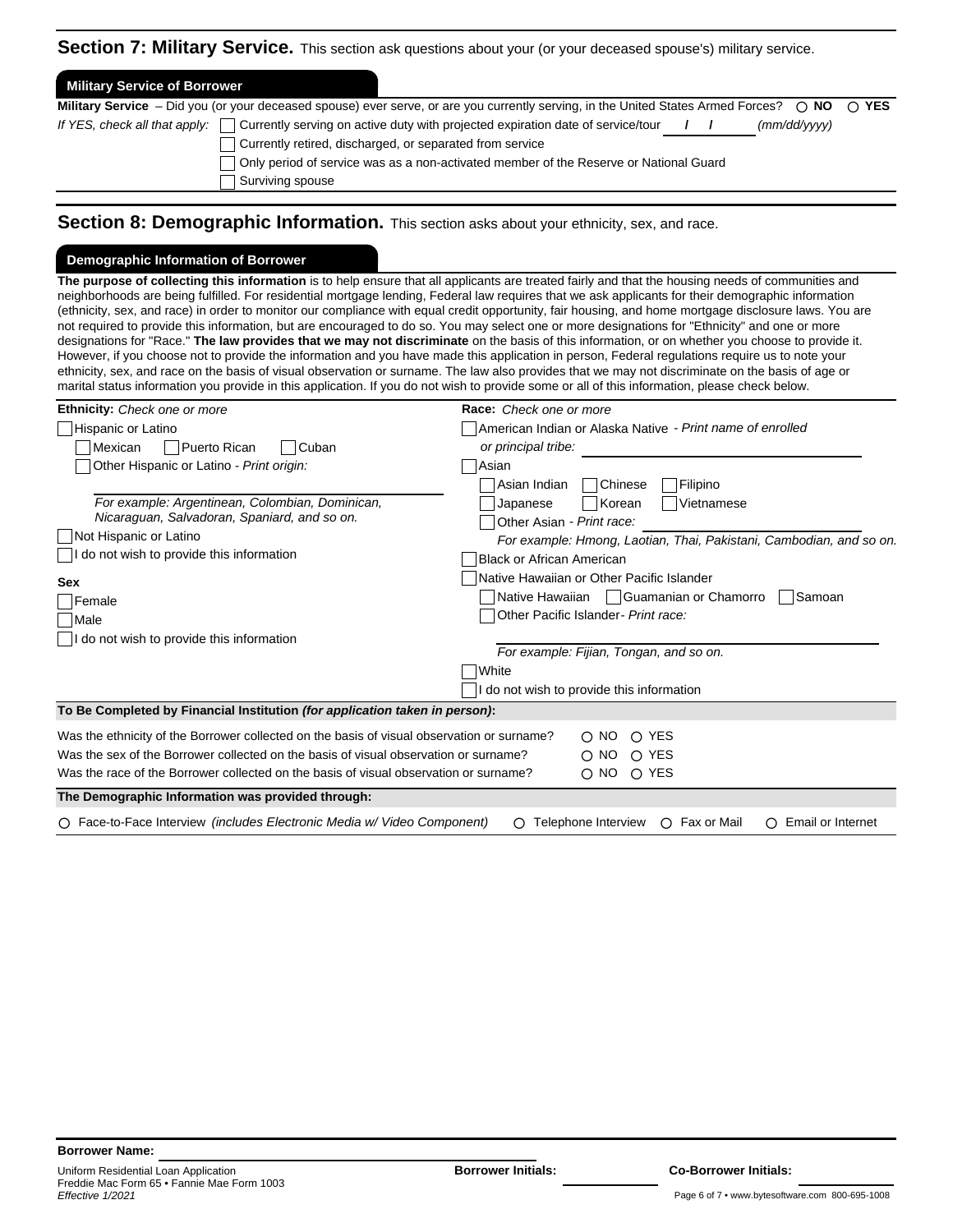## Section 7: Military Service. 

This section ask questions about your (or your deceased spouse's) military service.

### Military Service of Borrower

**Military Service** – Did you (or your deceased spouse) ever serve, or are you currently serving, in the United States Armed Forces? ○ **NO** ○ **YES**

*If YES, check all that apply:*
- ☐ Currently serving on active duty with projected expiration date of service/tour ___/___/______ *(mm/dd/yyyy)*
- ☐ Currently retired, discharged, or separated from service
- ☐ Only period of service was as a non-activated member of the Reserve or National Guard
- ☐ Surviving spouse

## Section 8: Demographic Information. 

This section asks about your ethnicity, sex, and race.

### Demographic Information of Borrower

**The purpose of collecting this information** is to help ensure that all applicants are treated fairly and that the housing needs of communities and neighborhoods are being fulfilled. For residential mortgage lending, Federal law requires that we ask applicants for their demographic information (ethnicity, sex, and race) in order to monitor our compliance with equal credit opportunity, fair housing, and home mortgage disclosure laws. You are not required to provide this information, but are encouraged to do so. You may select one or more designations for "Ethnicity" and one or more designations for "Race." **The law provides that we may not discriminate** on the basis of this information, or on whether you choose to provide it. However, if you choose not to provide the information and you have made this application in person, Federal regulations require us to note your ethnicity, sex, and race on the basis of visual observation or surname. The law also provides that we may not discriminate on the basis of age or marital status information you provide in this application. If you do not wish to provide some or all of this information, please check below.

**Ethnicity:** *Check one or more*
- ☐ Hispanic or Latino
  - ☐ Mexican ☐ Puerto Rican ☐ Cuban
  - ☐ Other Hispanic or Latino - *Print origin:* ______________________

    *For example: Argentinean, Colombian, Dominican, Nicaraguan, Salvadoran, Spaniard, and so on.*
- ☐ Not Hispanic or Latino
- ☐ I do not wish to provide this information

**Sex**
- ☐ Female
- ☐ Male
- ☐ I do not wish to provide this information

**Race:** *Check one or more*
- ☐ American Indian or Alaska Native - *Print name of enrolled or principal tribe:* ______________________
- ☐ Asian
  - ☐ Asian Indian ☐ Chinese ☐ Filipino
  - ☐ Japanese ☐ Korean ☐ Vietnamese
  - ☐ Other Asian - *Print race:* ______________________

    *For example: Hmong, Laotian, Thai, Pakistani, Cambodian, and so on.*
- ☐ Black or African American
- ☐ Native Hawaiian or Other Pacific Islander
  - ☐ Native Hawaiian ☐ Guamanian or Chamorro ☐ Samoan
  - ☐ Other Pacific Islander - *Print race:* ______________________

    *For example: Fijian, Tongan, and so on.*
- ☐ White
- ☐ I do not wish to provide this information

**To Be Completed by Financial Institution *(for application taken in person)*:**

Was the ethnicity of the Borrower collected on the basis of visual observation or surname? ○ NO ○ YES

Was the sex of the Borrower collected on the basis of visual observation or surname? ○ NO ○ YES

Was the race of the Borrower collected on the basis of visual observation or surname? ○ NO ○ YES

**The Demographic Information was provided through:**

○ Face-to-Face Interview *(includes Electronic Media w/ Video Component)* ○ Telephone Interview ○ Fax or Mail ○ Email or Internet

**Borrower Name:** ______________________

**Borrower Initials:** ________ **Co-Borrower Initials:** ________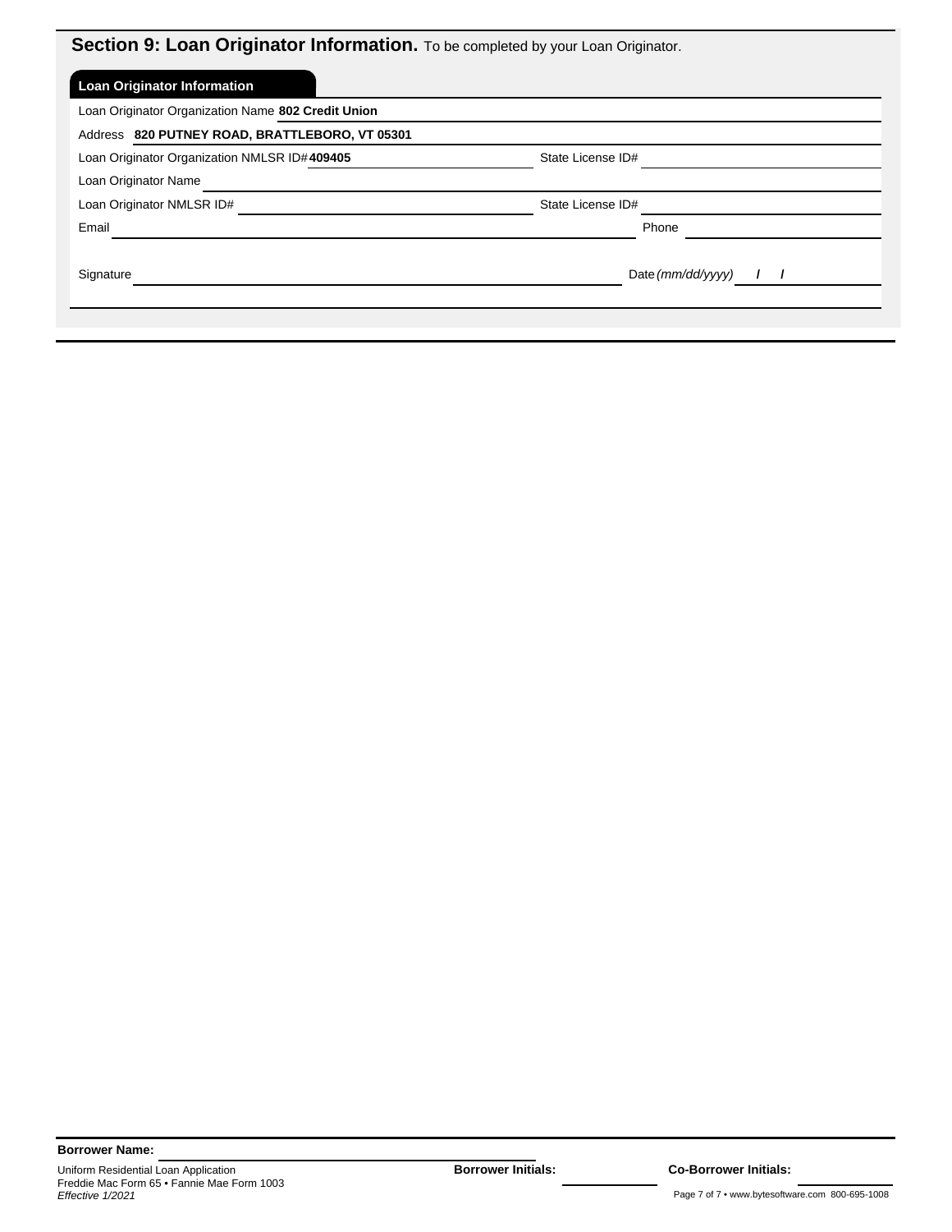## Section 9: Loan Originator Information. To be completed by your Loan Originator.

### Loan Originator Information

Loan Originator Organization Name **802 Credit Union**

Address **820 PUTNEY ROAD, BRATTLEBORO, VT 05301**

Loan Originator Organization NMLSR ID# **409405** State License ID# 

Loan Originator Name 

Loan Originator NMLSR ID# State License ID# 

Email Phone 

Signature Date *(mm/dd/yyyy)* / /

**Borrower Name:**

Uniform Residential Loan Application
Freddie Mac Form 65 • Fannie Mae Form 1003
*Effective 1/2021*

**Borrower Initials:** **Co-Borrower Initials:**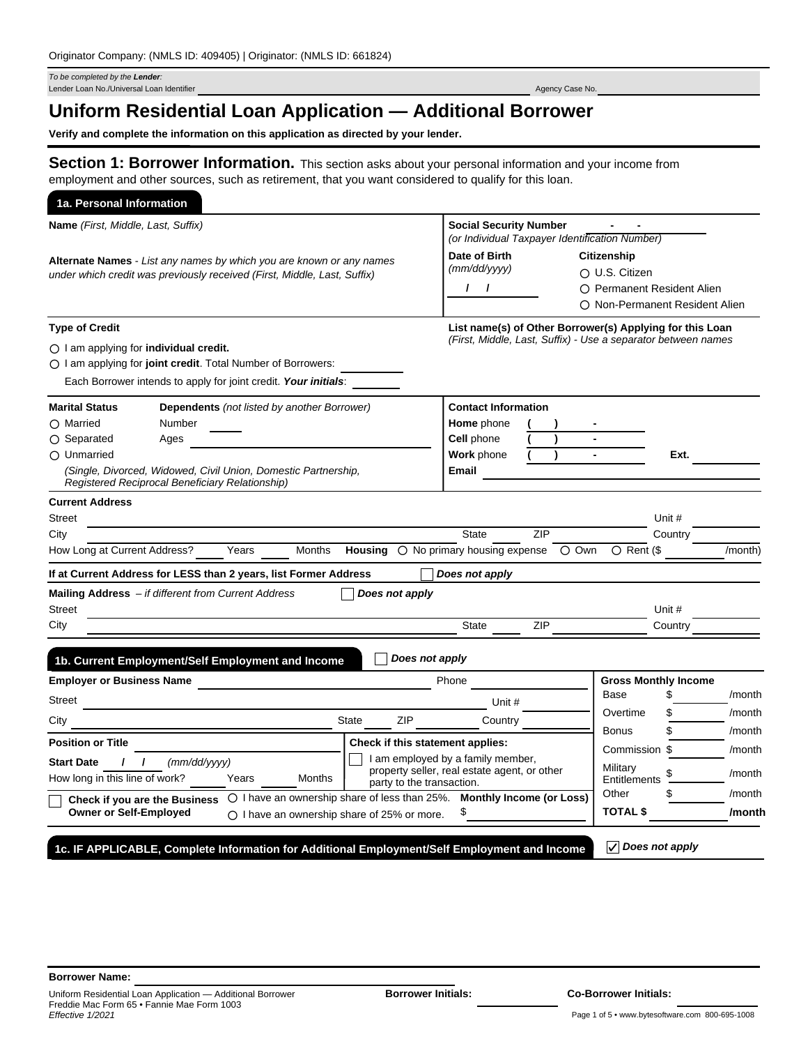Originator Company: (NMLS ID: 409405) | Originator: (NMLS ID: 661824)

*To be completed by the* ***Lender****:*
Lender Loan No./Universal Loan Identifier Agency Case No.

# Uniform Residential Loan Application — Additional Borrower

**Verify and complete the information on this application as directed by your lender.**

## Section 1: Borrower Information.

This section asks about your personal information and your income from employment and other sources, such as retirement, that you want considered to qualify for this loan.

### 1a. Personal Information

**Name** *(First, Middle, Last, Suffix)*

**Alternate Names** *- List any names by which you are known or any names under which credit was previously received (First, Middle, Last, Suffix)*

**Social Security Number** - -
*(or Individual Taxpayer Identification Number)*

**Date of Birth** *(mm/dd/yyyy)* / /

**Citizenship**
- ○ U.S. Citizen
- ○ Permanent Resident Alien
- ○ Non-Permanent Resident Alien

**Type of Credit**
- ○ I am applying for **individual credit.**
- ○ I am applying for **joint credit**. Total Number of Borrowers:

Each Borrower intends to apply for joint credit. ***Your initials***:

**List name(s) of Other Borrower(s) Applying for this Loan**
*(First, Middle, Last, Suffix) - Use a separator between names*

**Marital Status**
- ○ Married
- ○ Separated
- ○ Unmarried

*(Single, Divorced, Widowed, Civil Union, Domestic Partnership, Registered Reciprocal Beneficiary Relationship)*

**Dependents** *(not listed by another Borrower)*
Number
Ages

**Contact Information**
**Home** phone ( ) -
**Cell** phone ( ) -
**Work** phone ( ) - Ext.
**Email**

**Current Address**
Street Unit #
City State ZIP Country
How Long at Current Address? Years Months **Housing** ○ No primary housing expense ○ Own ○ Rent ($ /month)

**If at Current Address for LESS than 2 years, list Former Address** ☐ ***Does not apply***

**Mailing Address** *– if different from Current Address* ☐ ***Does not apply***
Street Unit #
City State ZIP Country

### 1b. Current Employment/Self Employment and Income

☐ ***Does not apply***

**Employer or Business Name** Phone
Street Unit #
City State ZIP Country

**Position or Title**
**Start Date** / / *(mm/dd/yyyy)*
How long in this line of work? Years Months

**Check if this statement applies:**
☐ I am employed by a family member, property seller, real estate agent, or other party to the transaction.

☐ **Check if you are the Business Owner or Self-Employed**
- ○ I have an ownership share of less than 25%.
- ○ I have an ownership share of 25% or more.

**Monthly Income (or Loss)** $

| **Gross Monthly Income** | | |
|---|---|---|
| Base | $ | /month |
| Overtime | $ | /month |
| Bonus | $ | /month |
| Commission | $ | /month |
| Military Entitlements | $ | /month |
| Other | $ | /month |
| **TOTAL $** | | **/month** |

### 1c. IF APPLICABLE, Complete Information for Additional Employment/Self Employment and Income

☑ ***Does not apply***

**Borrower Name:**

Uniform Residential Loan Application — Additional Borrower
Freddie Mac Form 65 • Fannie Mae Form 1003
*Effective 1/2021*

**Borrower Initials:** **Co-Borrower Initials:**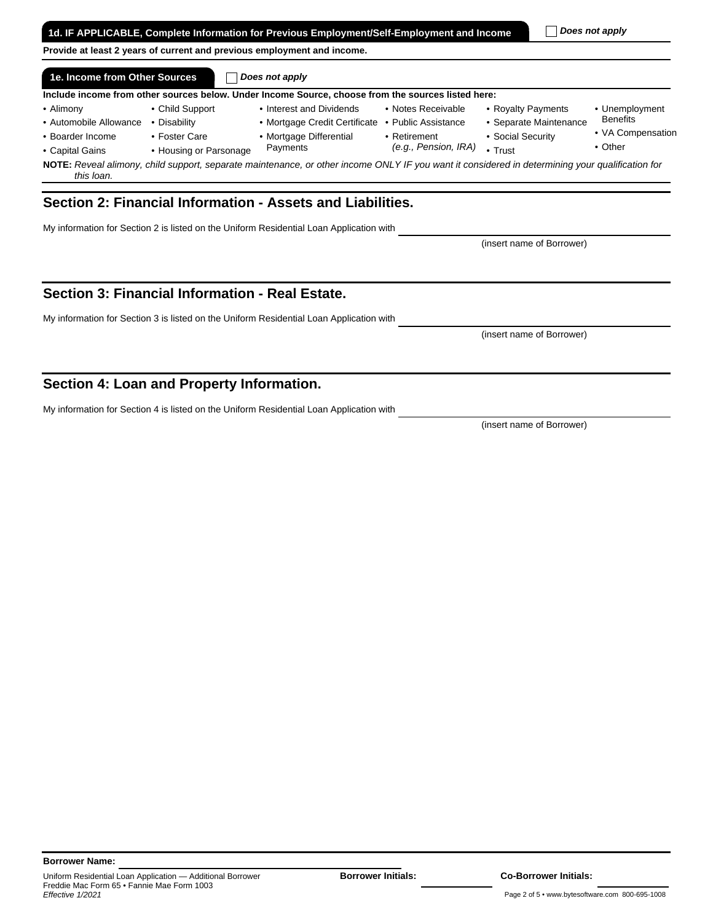### 1d. IF APPLICABLE, Complete Information for Previous Employment/Self-Employment and Income

☐ *Does not apply*

**Provide at least 2 years of current and previous employment and income.**

### 1e. Income from Other Sources

☐ *Does not apply*

**Include income from other sources below. Under Income Source, choose from the sources listed here:**

- Alimony
- Automobile Allowance
- Boarder Income
- Capital Gains
- Child Support
- Disability
- Foster Care
- Housing or Parsonage
- Interest and Dividends
- Mortgage Credit Certificate
- Mortgage Differential Payments
- Notes Receivable
- Public Assistance
- Retirement *(e.g., Pension, IRA)*
- Royalty Payments
- Separate Maintenance
- Social Security
- Trust
- Unemployment Benefits
- VA Compensation
- Other

**NOTE:** *Reveal alimony, child support, separate maintenance, or other income ONLY IF you want it considered in determining your qualification for this loan.*

## Section 2: Financial Information - Assets and Liabilities.

My information for Section 2 is listed on the Uniform Residential Loan Application with \_\_\_\_\_\_\_\_\_\_\_\_\_\_\_\_\_\_\_\_\_\_\_\_\_\_\_\_\_\_
(insert name of Borrower)

## Section 3: Financial Information - Real Estate.

My information for Section 3 is listed on the Uniform Residential Loan Application with \_\_\_\_\_\_\_\_\_\_\_\_\_\_\_\_\_\_\_\_\_\_\_\_\_\_\_\_\_\_
(insert name of Borrower)

## Section 4: Loan and Property Information.

My information for Section 4 is listed on the Uniform Residential Loan Application with \_\_\_\_\_\_\_\_\_\_\_\_\_\_\_\_\_\_\_\_\_\_\_\_\_\_\_\_\_\_
(insert name of Borrower)

**Borrower Name:** \_\_\_\_\_\_\_\_\_\_\_\_\_\_\_\_\_\_\_\_\_\_\_\_\_\_\_\_\_\_

Uniform Residential Loan Application — Additional Borrower
Freddie Mac Form 65 • Fannie Mae Form 1003
*Effective 1/2021*

**Borrower Initials:** \_\_\_\_\_\_\_\_\_\_ **Co-Borrower Initials:** \_\_\_\_\_\_\_\_\_\_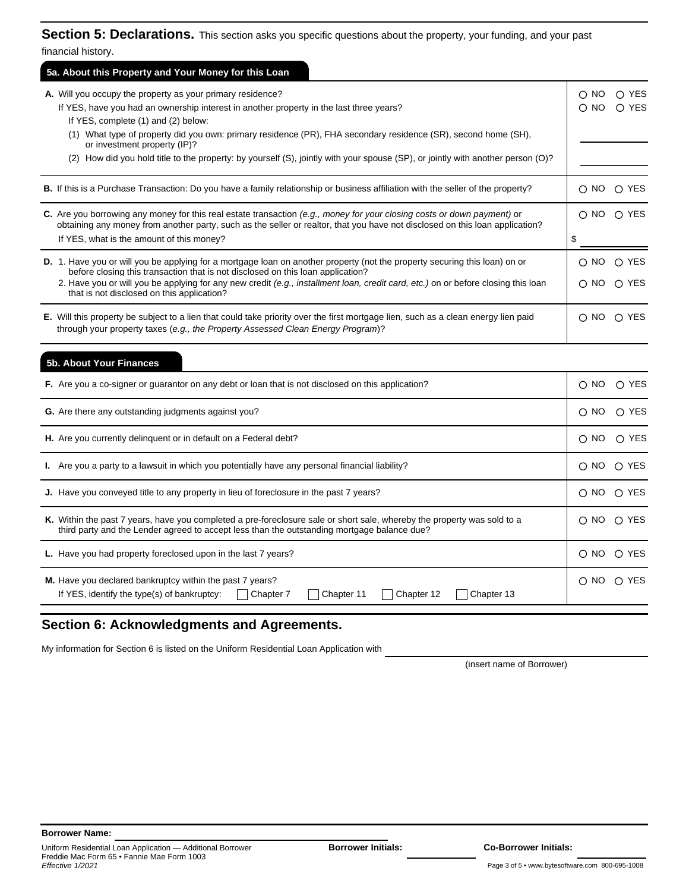## Section 5: Declarations.

This section asks you specific questions about the property, your funding, and your past financial history.

### 5a. About this Property and Your Money for this Loan

| | |
|---|---|
| **A.** Will you occupy the property as your primary residence? | ○ NO ○ YES |
| If YES, have you had an ownership interest in another property in the last three years? | ○ NO ○ YES |
| If YES, complete (1) and (2) below: | |
| (1) What type of property did you own: primary residence (PR), FHA secondary residence (SR), second home (SH), or investment property (IP)? | ________ |
| (2) How did you hold title to the property: by yourself (S), jointly with your spouse (SP), or jointly with another person (O)? | ________ |
| **B.** If this is a Purchase Transaction: Do you have a family relationship or business affiliation with the seller of the property? | ○ NO ○ YES |
| **C.** Are you borrowing any money for this real estate transaction *(e.g., money for your closing costs or down payment)* or obtaining any money from another party, such as the seller or realtor, that you have not disclosed on this loan application? | ○ NO ○ YES |
| If YES, what is the amount of this money? | $ ________ |
| **D.** 1. Have you or will you be applying for a mortgage loan on another property (not the property securing this loan) on or before closing this transaction that is not disclosed on this loan application? | ○ NO ○ YES |
| 2. Have you or will you be applying for any new credit *(e.g., installment loan, credit card, etc.)* on or before closing this loan that is not disclosed on this application? | ○ NO ○ YES |
| **E.** Will this property be subject to a lien that could take priority over the first mortgage lien, such as a clean energy lien paid through your property taxes (*e.g., the Property Assessed Clean Energy Program*)? | ○ NO ○ YES |

### 5b. About Your Finances

| | |
|---|---|
| **F.** Are you a co-signer or guarantor on any debt or loan that is not disclosed on this application? | ○ NO ○ YES |
| **G.** Are there any outstanding judgments against you? | ○ NO ○ YES |
| **H.** Are you currently delinquent or in default on a Federal debt? | ○ NO ○ YES |
| **I.** Are you a party to a lawsuit in which you potentially have any personal financial liability? | ○ NO ○ YES |
| **J.** Have you conveyed title to any property in lieu of foreclosure in the past 7 years? | ○ NO ○ YES |
| **K.** Within the past 7 years, have you completed a pre-foreclosure sale or short sale, whereby the property was sold to a third party and the Lender agreed to accept less than the outstanding mortgage balance due? | ○ NO ○ YES |
| **L.** Have you had property foreclosed upon in the last 7 years? | ○ NO ○ YES |
| **M.** Have you declared bankruptcy within the past 7 years? If YES, identify the type(s) of bankruptcy: ☐ Chapter 7 ☐ Chapter 11 ☐ Chapter 12 ☐ Chapter 13 | ○ NO ○ YES |

## Section 6: Acknowledgments and Agreements.

My information for Section 6 is listed on the Uniform Residential Loan Application with ________________________ (insert name of Borrower)

**Borrower Name:** ________________________

Uniform Residential Loan Application — Additional Borrower
Freddie Mac Form 65 • Fannie Mae Form 1003
*Effective 1/2021*

**Borrower Initials:** ________ **Co-Borrower Initials:** ________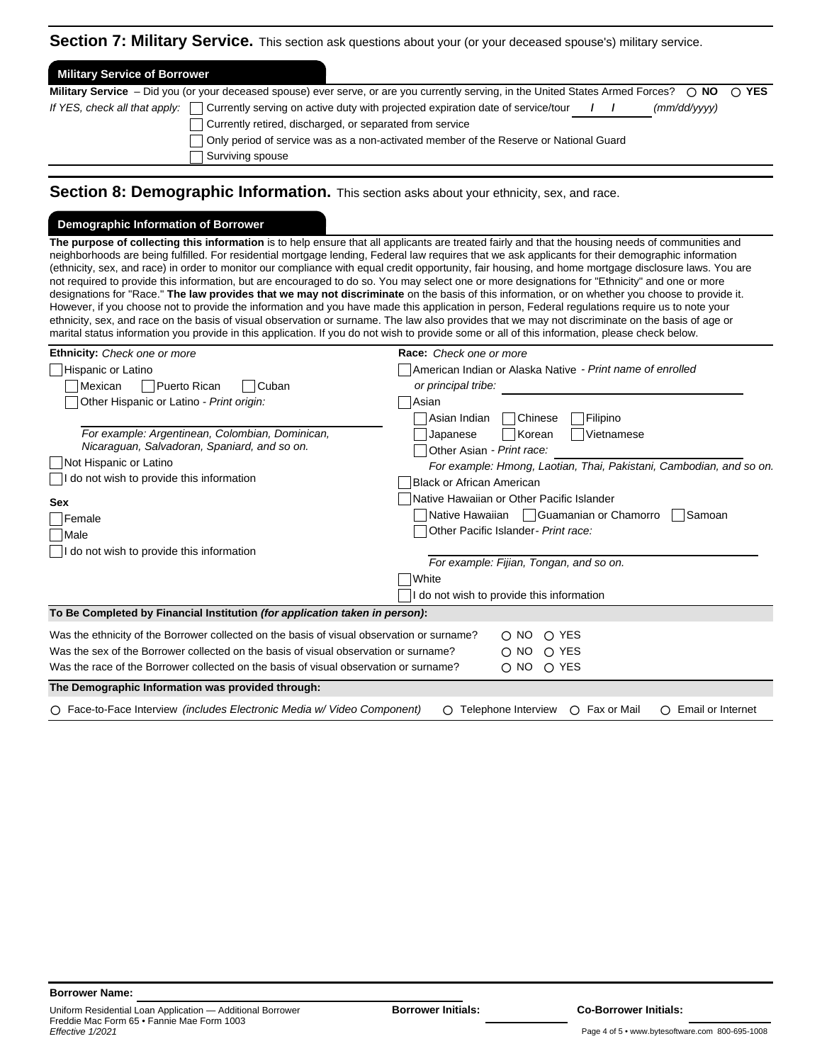## Section 7: Military Service. This section ask questions about your (or your deceased spouse's) military service.

### Military Service of Borrower

**Military Service** – Did you (or your deceased spouse) ever serve, or are you currently serving, in the United States Armed Forces? ○ **NO** ○ **YES**

*If YES, check all that apply:*

- ☐ Currently serving on active duty with projected expiration date of service/tour ___ / ___ / ___ *(mm/dd/yyyy)*
- ☐ Currently retired, discharged, or separated from service
- ☐ Only period of service was as a non-activated member of the Reserve or National Guard
- ☐ Surviving spouse

## Section 8: Demographic Information. This section asks about your ethnicity, sex, and race.

### Demographic Information of Borrower

**The purpose of collecting this information** is to help ensure that all applicants are treated fairly and that the housing needs of communities and neighborhoods are being fulfilled. For residential mortgage lending, Federal law requires that we ask applicants for their demographic information (ethnicity, sex, and race) in order to monitor our compliance with equal credit opportunity, fair housing, and home mortgage disclosure laws. You are not required to provide this information, but are encouraged to do so. You may select one or more designations for "Ethnicity" and one or more designations for "Race." **The law provides that we may not discriminate** on the basis of this information, or on whether you choose to provide it. However, if you choose not to provide the information and you have made this application in person, Federal regulations require us to note your ethnicity, sex, and race on the basis of visual observation or surname. The law also provides that we may not discriminate on the basis of age or marital status information you provide in this application. If you do not wish to provide some or all of this information, please check below.

**Ethnicity:** *Check one or more*

- ☐ Hispanic or Latino
  - ☐ Mexican ☐ Puerto Rican ☐ Cuban
  - ☐ Other Hispanic or Latino - *Print origin:* ____________________

    *For example: Argentinean, Colombian, Dominican, Nicaraguan, Salvadoran, Spaniard, and so on.*
- ☐ Not Hispanic or Latino
- ☐ I do not wish to provide this information

**Sex**

- ☐ Female
- ☐ Male
- ☐ I do not wish to provide this information

**Race:** *Check one or more*

- ☐ American Indian or Alaska Native - *Print name of enrolled or principal tribe:* ____________________
- ☐ Asian
  - ☐ Asian Indian ☐ Chinese ☐ Filipino
  - ☐ Japanese ☐ Korean ☐ Vietnamese
  - ☐ Other Asian - *Print race:* ____________________

    *For example: Hmong, Laotian, Thai, Pakistani, Cambodian, and so on.*
- ☐ Black or African American
- ☐ Native Hawaiian or Other Pacific Islander
  - ☐ Native Hawaiian ☐ Guamanian or Chamorro ☐ Samoan
  - ☐ Other Pacific Islander - *Print race:* ____________________

    *For example: Fijian, Tongan, and so on.*
- ☐ White
- ☐ I do not wish to provide this information

**To Be Completed by Financial Institution *(for application taken in person)*:**

Was the ethnicity of the Borrower collected on the basis of visual observation or surname? ○ NO ○ YES

Was the sex of the Borrower collected on the basis of visual observation or surname? ○ NO ○ YES

Was the race of the Borrower collected on the basis of visual observation or surname? ○ NO ○ YES

**The Demographic Information was provided through:**

○ Face-to-Face Interview *(includes Electronic Media w/ Video Component)* ○ Telephone Interview ○ Fax or Mail ○ Email or Internet

**Borrower Name:** ____________________

Uniform Residential Loan Application — Additional Borrower
Freddie Mac Form 65 • Fannie Mae Form 1003
*Effective 1/2021*

**Borrower Initials:** ________ **Co-Borrower Initials:** ________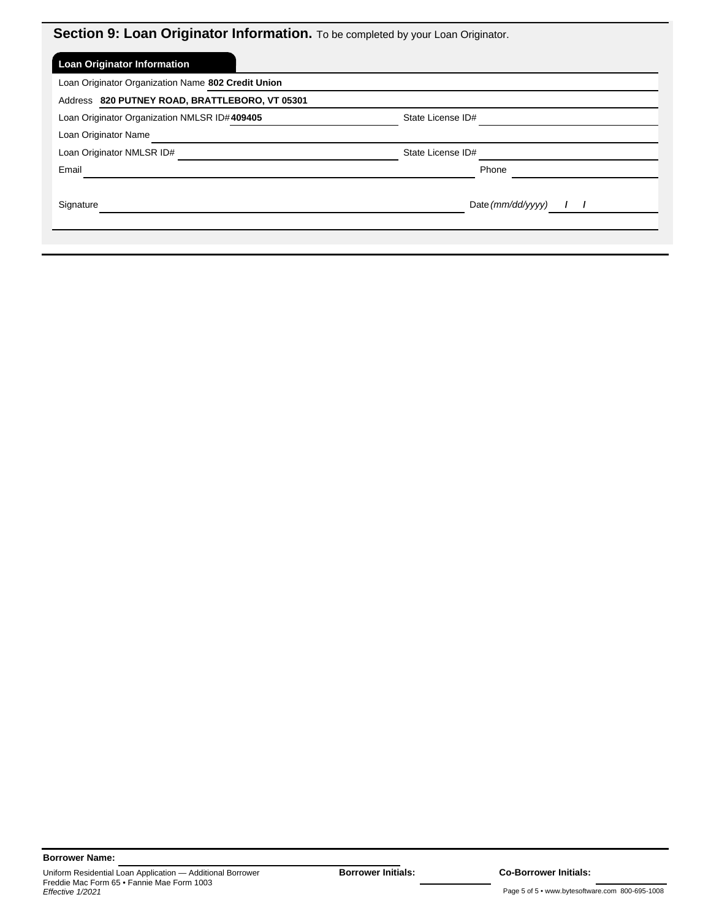## Section 9: Loan Originator Information. To be completed by your Loan Originator.

**Loan Originator Information**

Loan Originator Organization Name **802 Credit Union**

Address **820 PUTNEY ROAD, BRATTLEBORO, VT 05301**

Loan Originator Organization NMLSR ID# **409405** State License ID#

Loan Originator Name

Loan Originator NMLSR ID# State License ID#

Email Phone

Signature Date *(mm/dd/yyyy)* / /

**Borrower Name:**

Uniform Residential Loan Application — Additional Borrower
Freddie Mac Form 65 • Fannie Mae Form 1003
*Effective 1/2021*

**Borrower Initials:** **Co-Borrower Initials:**